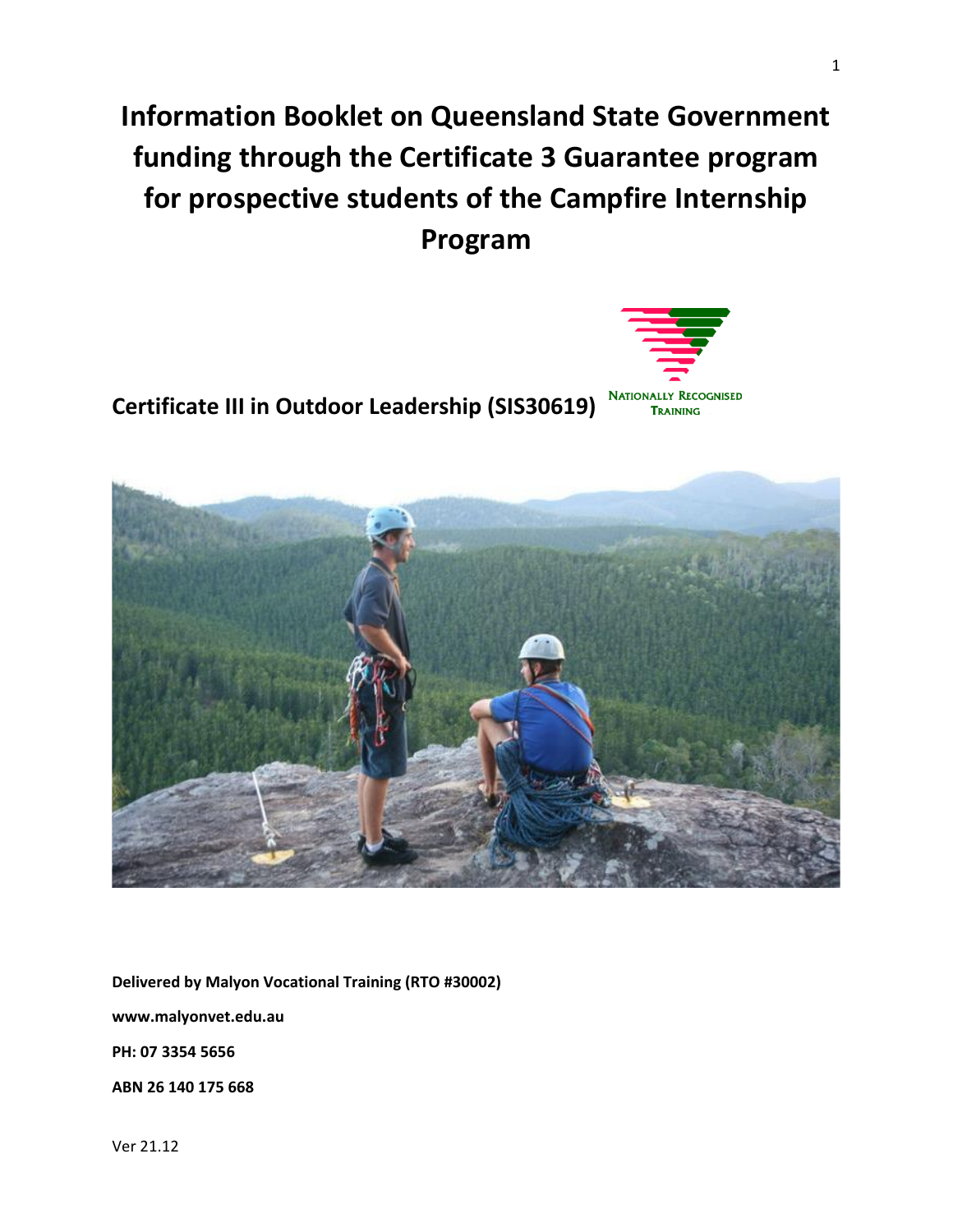# Information Booklet on Queensland State Government funding through the Certificate 3 Guarantee program for prospective students of the Campfire Internship Program

## Certificate III in Outdoor Leadership (SIS30619)

NATIONALLY RECOGNISED TRAINING

**Delivered by Malyon Vocational Training (RTO #30002)**

**www.malyonvet.edu.au**

**PH: 07 3354 5656**

**ABN 26 140 175 668**

Ver 21.12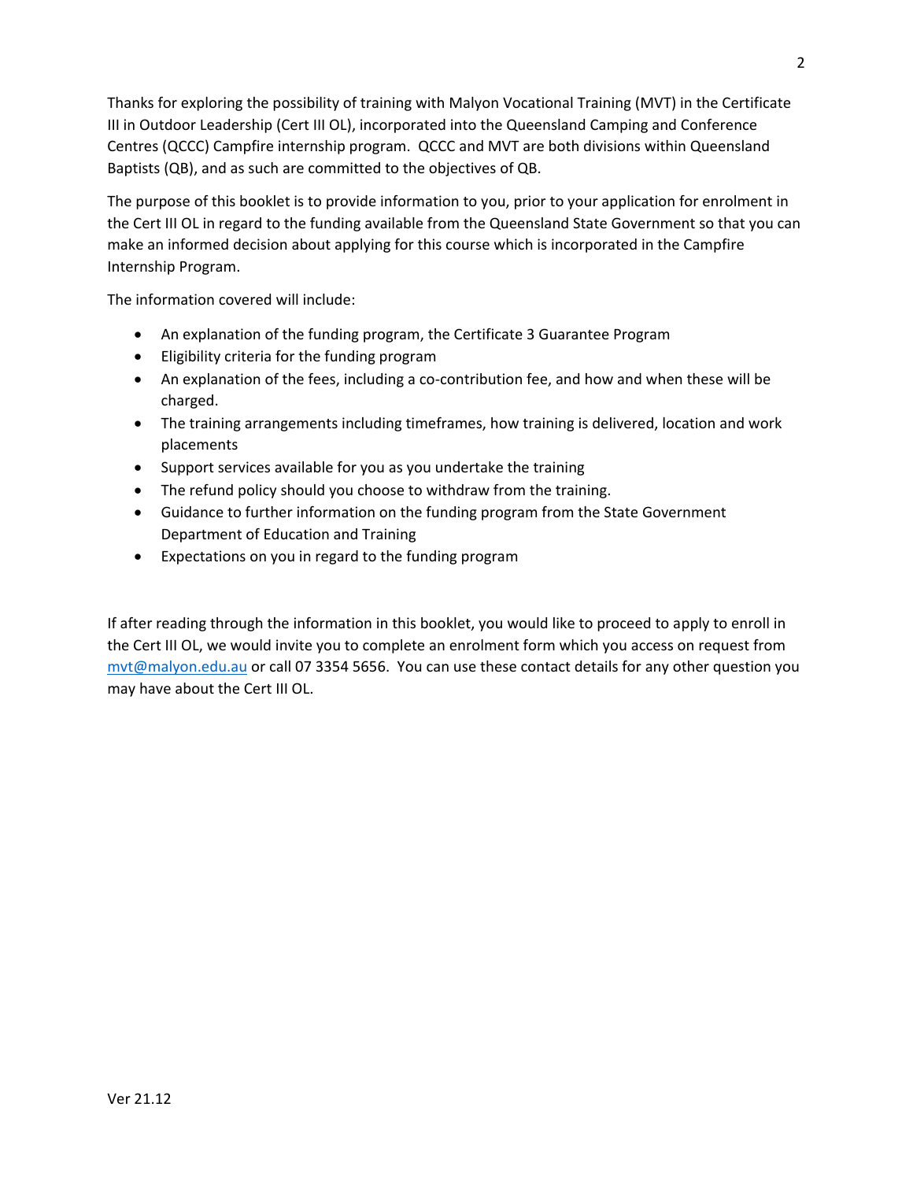Thanks for exploring the possibility of training with Malyon Vocational Training (MVT) in the Certificate III in Outdoor Leadership (Cert III OL), incorporated into the Queensland Camping and Conference Centres (QCCC) Campfire internship program. QCCC and MVT are both divisions within Queensland Baptists (QB), and as such are committed to the objectives of QB.

The purpose of this booklet is to provide information to you, prior to your application for enrolment in the Cert III OL in regard to the funding available from the Queensland State Government so that you can make an informed decision about applying for this course which is incorporated in the Campfire Internship Program.

The information covered will include:

- An explanation of the funding program, the Certificate 3 Guarantee Program
- Eligibility criteria for the funding program
- An explanation of the fees, including a co-contribution fee, and how and when these will be charged.
- The training arrangements including timeframes, how training is delivered, location and work placements
- Support services available for you as you undertake the training
- The refund policy should you choose to withdraw from the training.
- Guidance to further information on the funding program from the State Government Department of Education and Training
- Expectations on you in regard to the funding program

If after reading through the information in this booklet, you would like to proceed to apply to enroll in the Cert III OL, we would invite you to complete an enrolment form which you access on request from [mvt@malyon.edu.au](mailto:mvt@malyon.edu.au) or call 07 3354 5656. You can use these contact details for any other question you may have about the Cert III OL.

Ver 21.12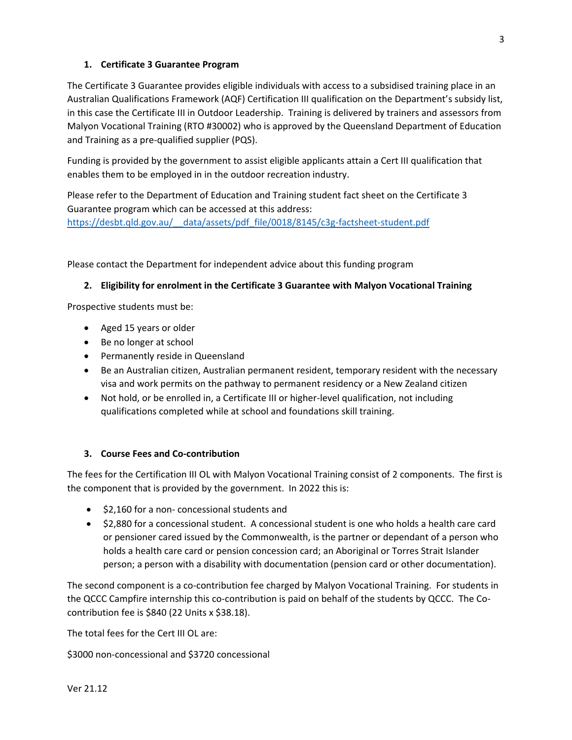## 1. Certificate 3 Guarantee Program

The Certificate 3 Guarantee provides eligible individuals with access to a subsidised training place in an Australian Qualifications Framework (AQF) Certification III qualification on the Department's subsidy list, in this case the Certificate III in Outdoor Leadership. Training is delivered by trainers and assessors from Malyon Vocational Training (RTO #30002) who is approved by the Queensland Department of Education and Training as a pre-qualified supplier (PQS).

Funding is provided by the government to assist eligible applicants attain a Cert III qualification that enables them to be employed in in the outdoor recreation industry.

Please refer to the Department of Education and Training student fact sheet on the Certificate 3 Guarantee program which can be accessed at this address: [https://desbt.qld.gov.au/__data/assets/pdf_file/0018/8145/c3g-factsheet-student.pdf](https://desbt.qld.gov.au/__data/assets/pdf_file/0018/8145/c3g-factsheet-student.pdf)

Please contact the Department for independent advice about this funding program

## 2. Eligibility for enrolment in the Certificate 3 Guarantee with Malyon Vocational Training

Prospective students must be:

- Aged 15 years or older
- Be no longer at school
- Permanently reside in Queensland
- Be an Australian citizen, Australian permanent resident, temporary resident with the necessary visa and work permits on the pathway to permanent residency or a New Zealand citizen
- Not hold, or be enrolled in, a Certificate III or higher-level qualification, not including qualifications completed while at school and foundations skill training.

## 3. Course Fees and Co-contribution

The fees for the Certification III OL with Malyon Vocational Training consist of 2 components. The first is the component that is provided by the government. In 2022 this is:

- $2,160 for a non- concessional students and
- $2,880 for a concessional student. A concessional student is one who holds a health care card or pensioner cared issued by the Commonwealth, is the partner or dependant of a person who holds a health care card or pension concession card; an Aboriginal or Torres Strait Islander person; a person with a disability with documentation (pension card or other documentation).

The second component is a co-contribution fee charged by Malyon Vocational Training. For students in the QCCC Campfire internship this co-contribution is paid on behalf of the students by QCCC. The Co-contribution fee is $840 (22 Units x $38.18).

The total fees for the Cert III OL are:

$3000 non-concessional and $3720 concessional

Ver 21.12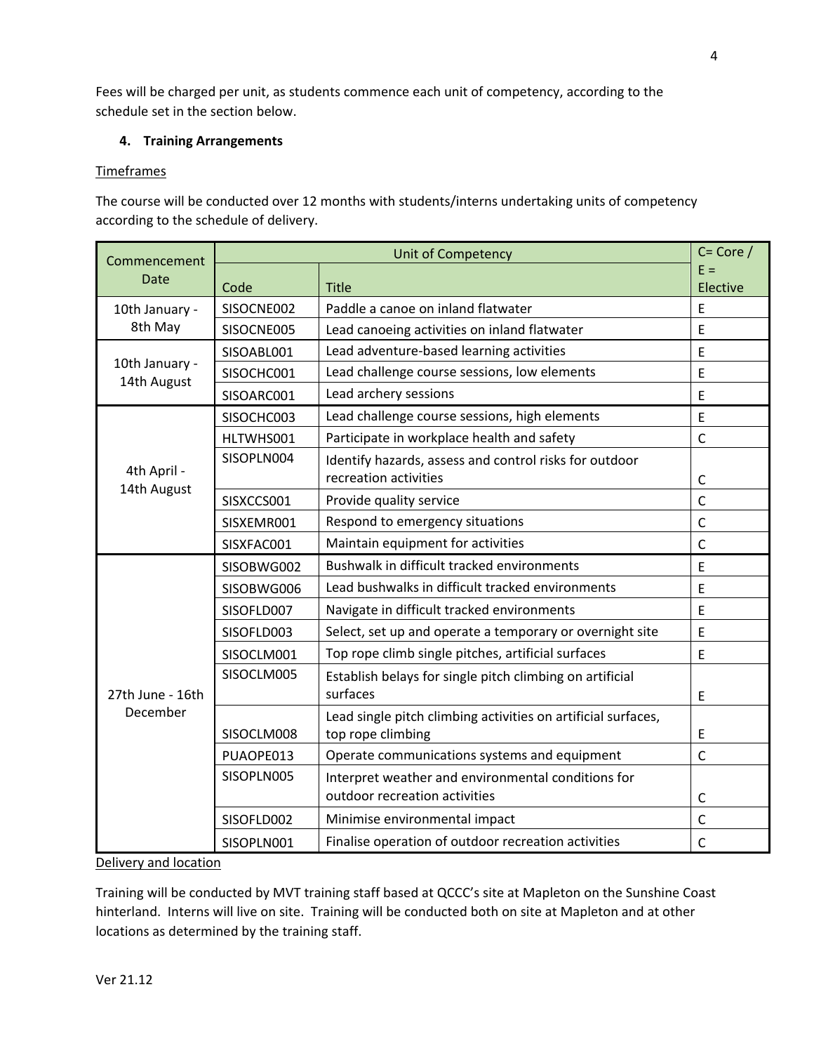Fees will be charged per unit, as students commence each unit of competency, according to the schedule set in the section below.

## 4. Training Arrangements

Timeframes

The course will be conducted over 12 months with students/interns undertaking units of competency according to the schedule of delivery.

| Commencement Date | Unit of Competency | | C= Core / E = Elective |
|---|---|---|---|
| | Code | Title | |
| 10th January - 8th May | SISOCNE002 | Paddle a canoe on inland flatwater | E |
| | SISOCNE005 | Lead canoeing activities on inland flatwater | E |
| 10th January - 14th August | SISOABL001 | Lead adventure-based learning activities | E |
| | SISOCHC001 | Lead challenge course sessions, low elements | E |
| | SISOARC001 | Lead archery sessions | E |
| 4th April - 14th August | SISOCHC003 | Lead challenge course sessions, high elements | E |
| | HLTWHS001 | Participate in workplace health and safety | C |
| | SISOPLN004 | Identify hazards, assess and control risks for outdoor recreation activities | C |
| | SISXCCS001 | Provide quality service | C |
| | SISXEMR001 | Respond to emergency situations | C |
| | SISXFAC001 | Maintain equipment for activities | C |
| 27th June - 16th December | SISOBWG002 | Bushwalk in difficult tracked environments | E |
| | SISOBWG006 | Lead bushwalks in difficult tracked environments | E |
| | SISOFLD007 | Navigate in difficult tracked environments | E |
| | SISOFLD003 | Select, set up and operate a temporary or overnight site | E |
| | SISOCLM001 | Top rope climb single pitches, artificial surfaces | E |
| | SISOCLM005 | Establish belays for single pitch climbing on artificial surfaces | E |
| | SISOCLM008 | Lead single pitch climbing activities on artificial surfaces, top rope climbing | E |
| | PUAOPE013 | Operate communications systems and equipment | C |
| | SISOPLN005 | Interpret weather and environmental conditions for outdoor recreation activities | C |
| | SISOFLD002 | Minimise environmental impact | C |
| | SISOPLN001 | Finalise operation of outdoor recreation activities | C |

Delivery and location

Training will be conducted by MVT training staff based at QCCC's site at Mapleton on the Sunshine Coast hinterland. Interns will live on site. Training will be conducted both on site at Mapleton and at other locations as determined by the training staff.

Ver 21.12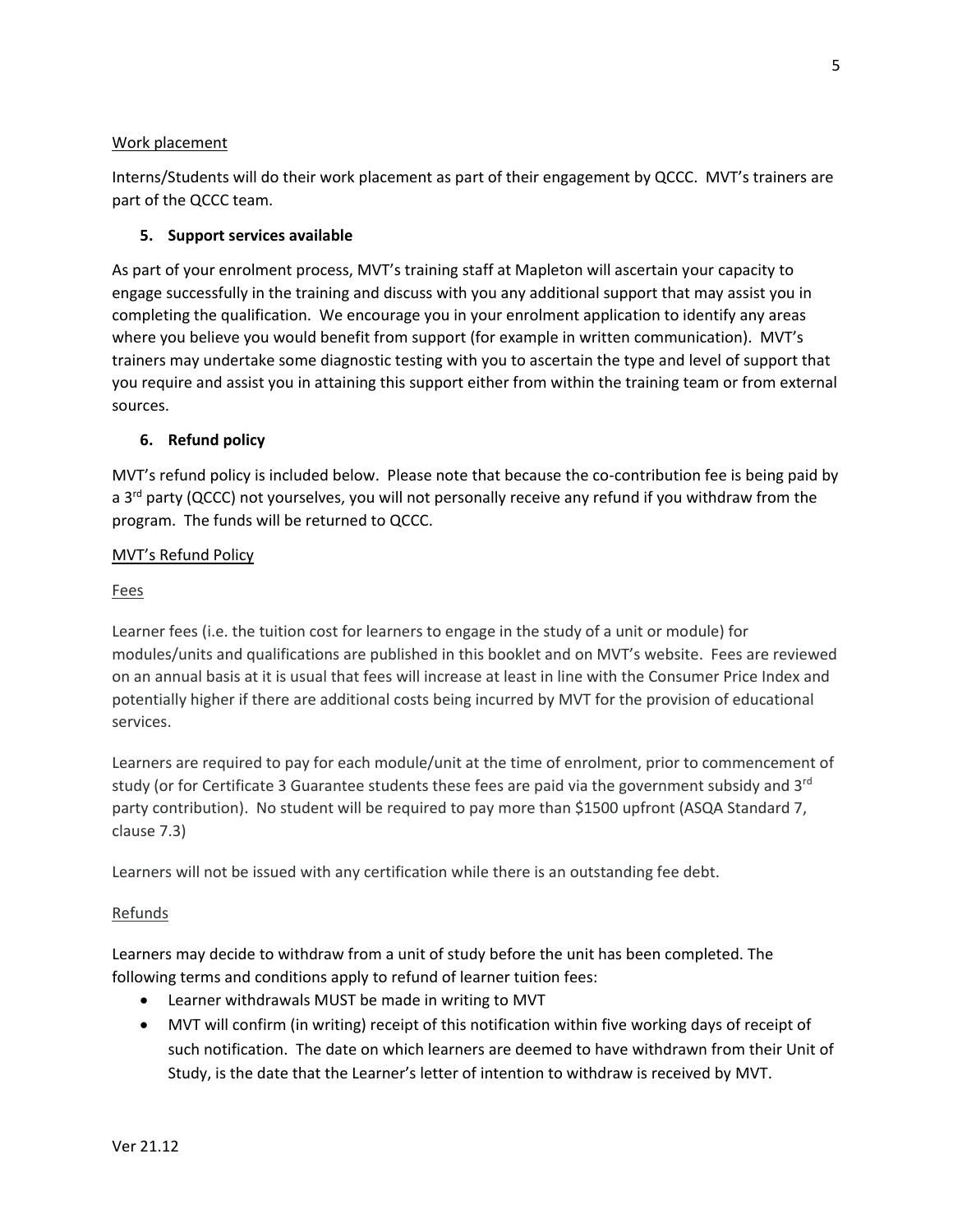Work placement

Interns/Students will do their work placement as part of their engagement by QCCC. MVT's trainers are part of the QCCC team.

## 5. Support services available

As part of your enrolment process, MVT's training staff at Mapleton will ascertain your capacity to engage successfully in the training and discuss with you any additional support that may assist you in completing the qualification. We encourage you in your enrolment application to identify any areas where you believe you would benefit from support (for example in written communication). MVT's trainers may undertake some diagnostic testing with you to ascertain the type and level of support that you require and assist you in attaining this support either from within the training team or from external sources.

## 6. Refund policy

MVT's refund policy is included below. Please note that because the co-contribution fee is being paid by a 3rd party (QCCC) not yourselves, you will not personally receive any refund if you withdraw from the program. The funds will be returned to QCCC.

### MVT's Refund Policy

Fees

Learner fees (i.e. the tuition cost for learners to engage in the study of a unit or module) for modules/units and qualifications are published in this booklet and on MVT's website. Fees are reviewed on an annual basis at it is usual that fees will increase at least in line with the Consumer Price Index and potentially higher if there are additional costs being incurred by MVT for the provision of educational services.

Learners are required to pay for each module/unit at the time of enrolment, prior to commencement of study (or for Certificate 3 Guarantee students these fees are paid via the government subsidy and 3rd party contribution). No student will be required to pay more than $1500 upfront (ASQA Standard 7, clause 7.3)

Learners will not be issued with any certification while there is an outstanding fee debt.

Refunds

Learners may decide to withdraw from a unit of study before the unit has been completed. The following terms and conditions apply to refund of learner tuition fees:

- Learner withdrawals MUST be made in writing to MVT
- MVT will confirm (in writing) receipt of this notification within five working days of receipt of such notification. The date on which learners are deemed to have withdrawn from their Unit of Study, is the date that the Learner's letter of intention to withdraw is received by MVT.

Ver 21.12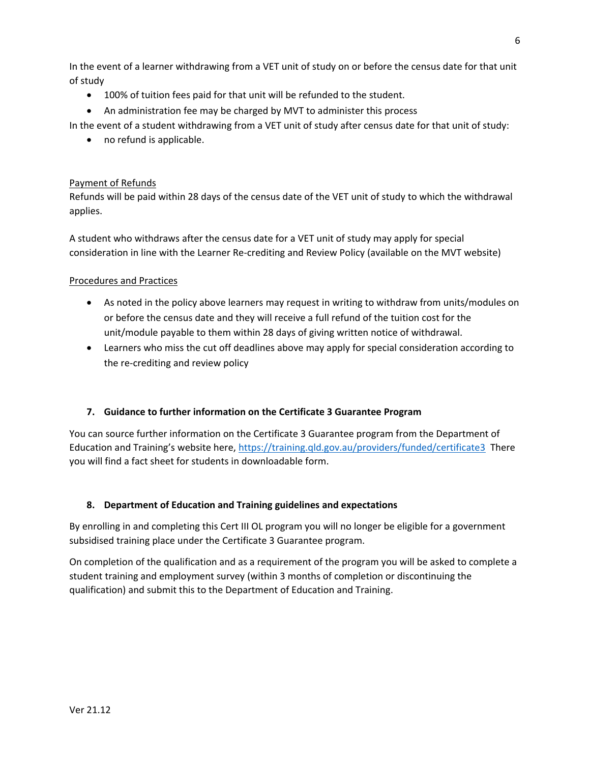In the event of a learner withdrawing from a VET unit of study on or before the census date for that unit of study

- 100% of tuition fees paid for that unit will be refunded to the student.
- An administration fee may be charged by MVT to administer this process

In the event of a student withdrawing from a VET unit of study after census date for that unit of study:

- no refund is applicable.

Payment of Refunds

Refunds will be paid within 28 days of the census date of the VET unit of study to which the withdrawal applies.

A student who withdraws after the census date for a VET unit of study may apply for special consideration in line with the Learner Re-crediting and Review Policy (available on the MVT website)

Procedures and Practices

- As noted in the policy above learners may request in writing to withdraw from units/modules on or before the census date and they will receive a full refund of the tuition cost for the unit/module payable to them within 28 days of giving written notice of withdrawal.
- Learners who miss the cut off deadlines above may apply for special consideration according to the re-crediting and review policy

## 7. Guidance to further information on the Certificate 3 Guarantee Program

You can source further information on the Certificate 3 Guarantee program from the Department of Education and Training's website here, https://training.qld.gov.au/providers/funded/certificate3 There you will find a fact sheet for students in downloadable form.

## 8. Department of Education and Training guidelines and expectations

By enrolling in and completing this Cert III OL program you will no longer be eligible for a government subsidised training place under the Certificate 3 Guarantee program.

On completion of the qualification and as a requirement of the program you will be asked to complete a student training and employment survey (within 3 months of completion or discontinuing the qualification) and submit this to the Department of Education and Training.

Ver 21.12